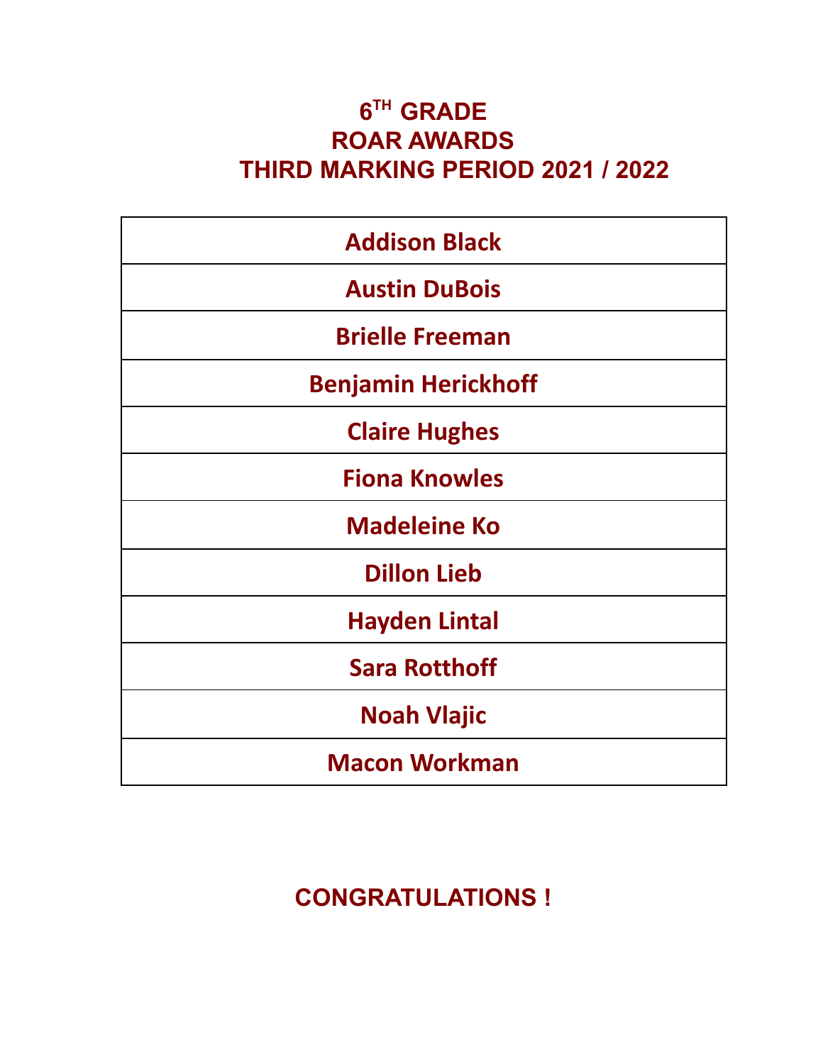# 6TH GRADE
# ROAR AWARDS
# THIRD MARKING PERIOD 2021 / 2022

| Addison Black |
|---|
| Austin DuBois |
| Brielle Freeman |
| Benjamin Herickhoff |
| Claire Hughes |
| Fiona Knowles |
| Madeleine Ko |
| Dillon Lieb |
| Hayden Lintal |
| Sara Rotthoff |
| Noah Vlajic |
| Macon Workman |

**CONGRATULATIONS !**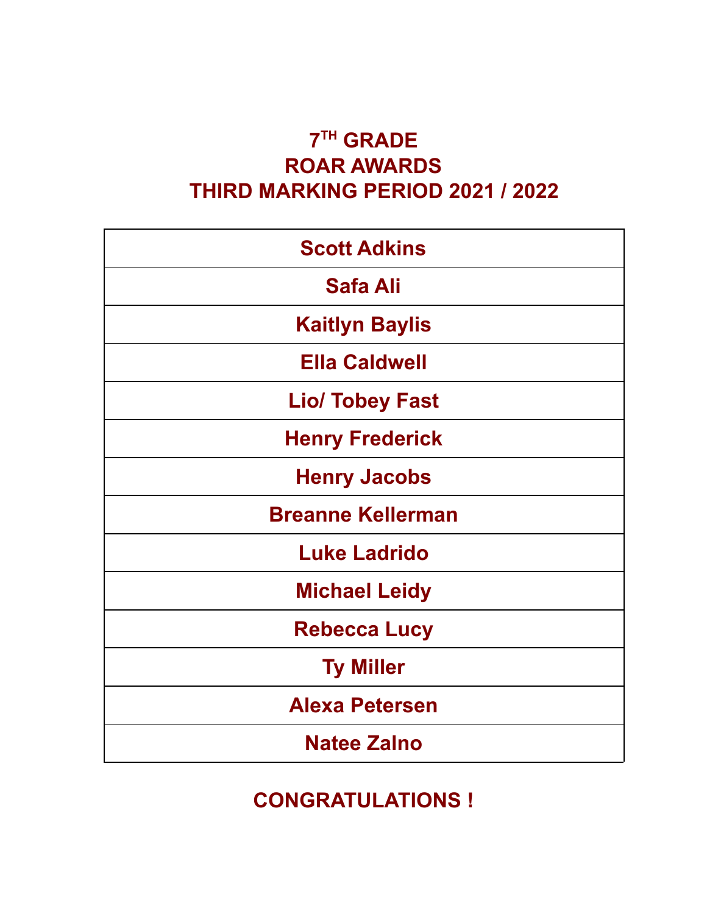# 7[TH] GRADE
# ROAR AWARDS
# THIRD MARKING PERIOD 2021 / 2022

| Scott Adkins |
|---|
| Safa Ali |
| Kaitlyn Baylis |
| Ella Caldwell |
| Lio/ Tobey Fast |
| Henry Frederick |
| Henry Jacobs |
| Breanne Kellerman |
| Luke Ladrido |
| Michael Leidy |
| Rebecca Lucy |
| Ty Miller |
| Alexa Petersen |
| Natee Zalno |

**CONGRATULATIONS !**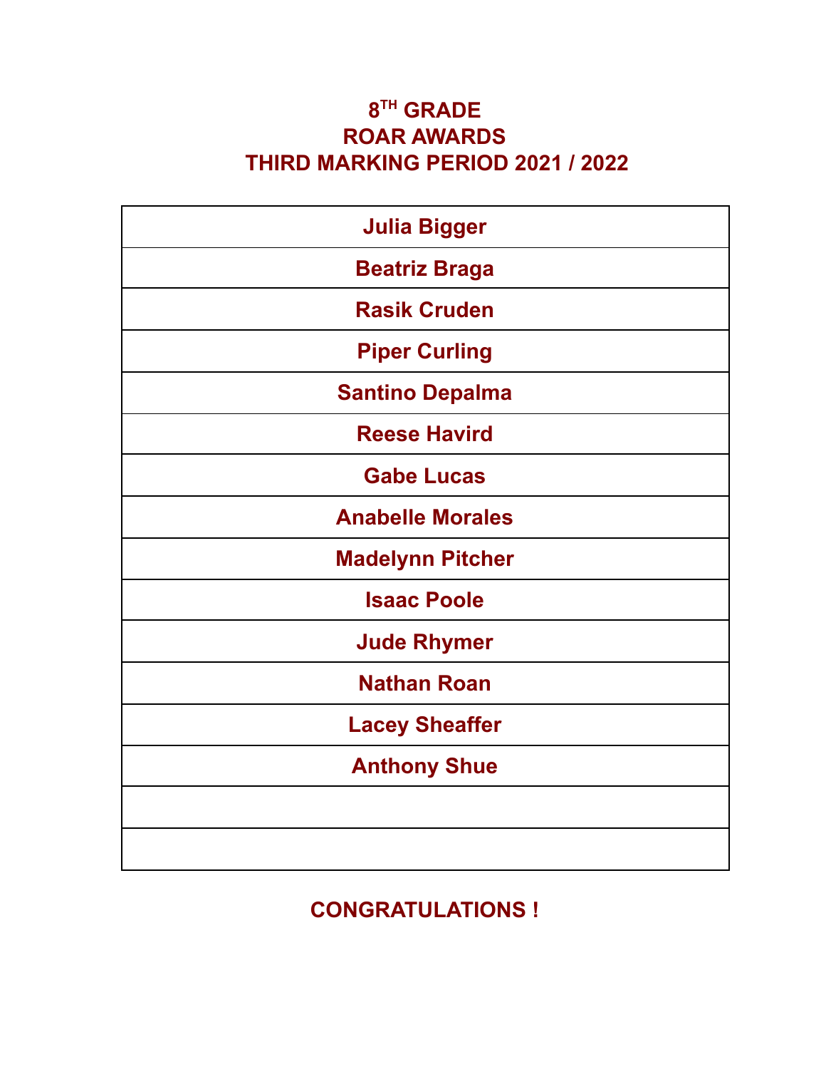# 8TH GRADE
# ROAR AWARDS
# THIRD MARKING PERIOD 2021 / 2022

| Julia Bigger |
|---|
| Beatriz Braga |
| Rasik Cruden |
| Piper Curling |
| Santino Depalma |
| Reese Havird |
| Gabe Lucas |
| Anabelle Morales |
| Madelynn Pitcher |
| Isaac Poole |
| Jude Rhymer |
| Nathan Roan |
| Lacey Sheaffer |
| Anthony Shue |
| |
| |

**CONGRATULATIONS !**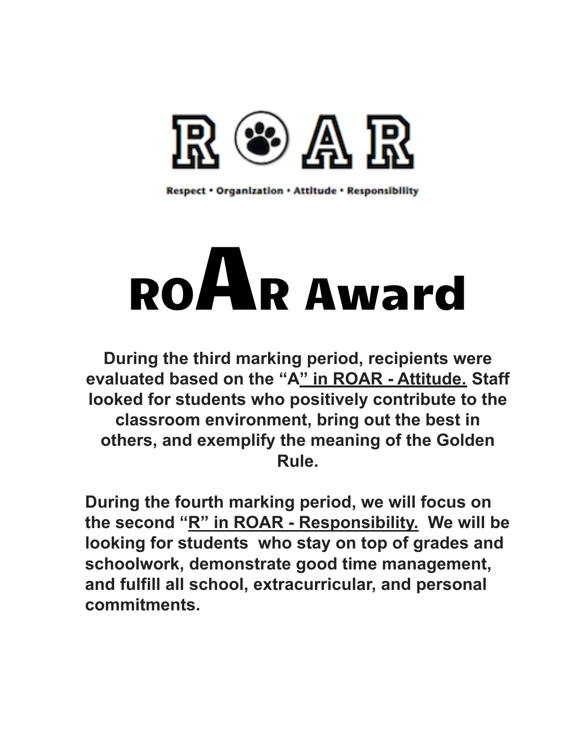# ROAR

Respect • Organization • Attitude • Responsibility

# ROAR Award

**During the third marking period, recipients were evaluated based on the "A" in ROAR - Attitude. Staff looked for students who positively contribute to the classroom environment, bring out the best in others, and exemplify the meaning of the Golden Rule.**

**During the fourth marking period, we will focus on the second "R" in ROAR - Responsibility. We will be looking for students who stay on top of grades and schoolwork, demonstrate good time management, and fulfill all school, extracurricular, and personal commitments.**